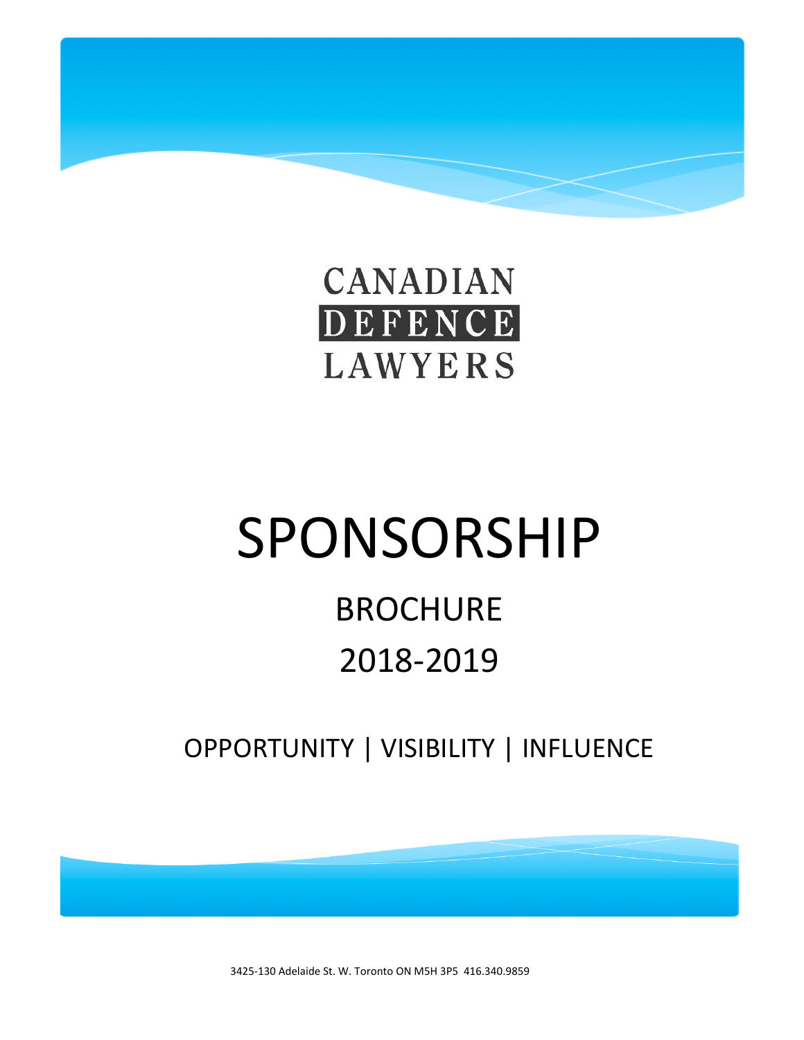CANADIAN
DEFENCE
LAWYERS

# SPONSORSHIP

## BROCHURE

## 2018-2019

OPPORTUNITY | VISIBILITY | INFLUENCE

3425-130 Adelaide St. W. Toronto ON M5H 3P5 416.340.9859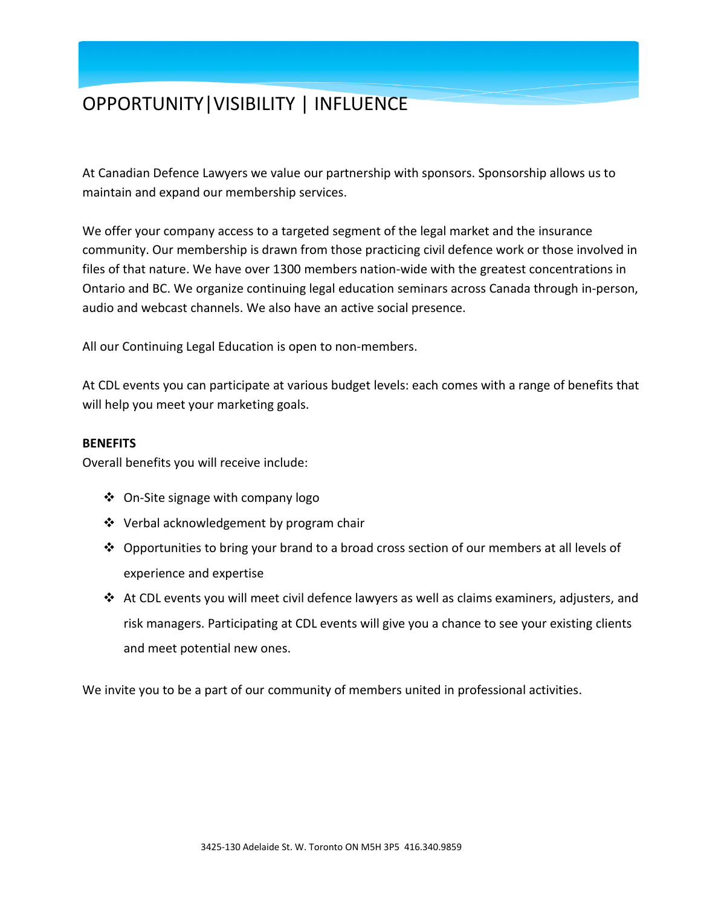# OPPORTUNITY|VISIBILITY | INFLUENCE

At Canadian Defence Lawyers we value our partnership with sponsors. Sponsorship allows us to maintain and expand our membership services.

We offer your company access to a targeted segment of the legal market and the insurance community. Our membership is drawn from those practicing civil defence work or those involved in files of that nature. We have over 1300 members nation-wide with the greatest concentrations in Ontario and BC. We organize continuing legal education seminars across Canada through in-person, audio and webcast channels. We also have an active social presence.

All our Continuing Legal Education is open to non-members.

At CDL events you can participate at various budget levels: each comes with a range of benefits that will help you meet your marketing goals.

**BENEFITS**

Overall benefits you will receive include:

- On-Site signage with company logo
- Verbal acknowledgement by program chair
- Opportunities to bring your brand to a broad cross section of our members at all levels of experience and expertise
- At CDL events you will meet civil defence lawyers as well as claims examiners, adjusters, and risk managers. Participating at CDL events will give you a chance to see your existing clients and meet potential new ones.

We invite you to be a part of our community of members united in professional activities.

3425-130 Adelaide St. W. Toronto ON M5H 3P5 416.340.9859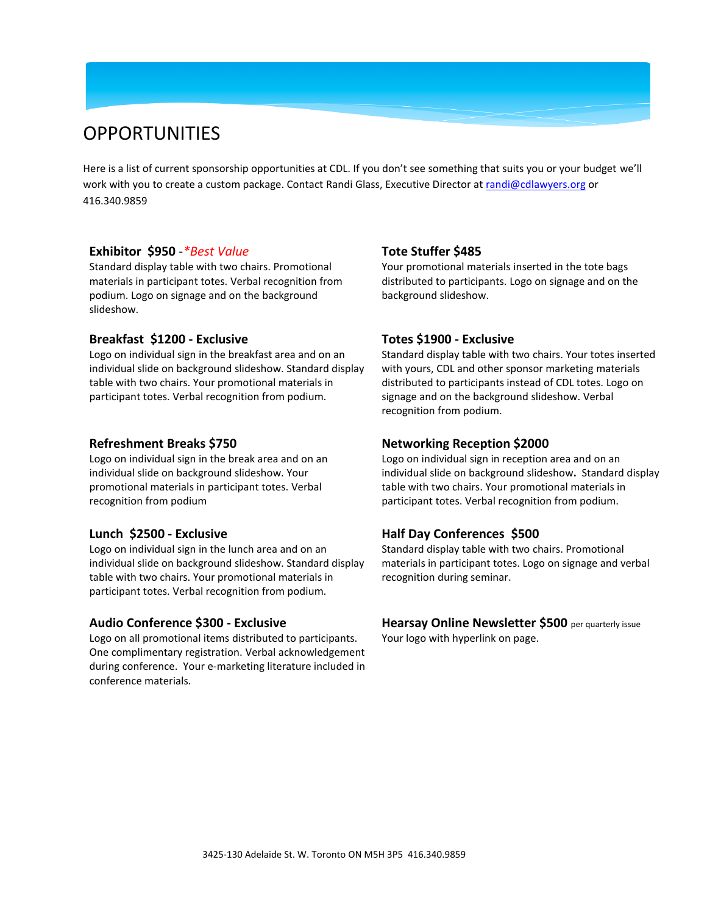# OPPORTUNITIES

Here is a list of current sponsorship opportunities at CDL. If you don't see something that suits you or your budget we'll work with you to create a custom package. Contact Randi Glass, Executive Director at randi@cdlawyers.org or 416.340.9859

### Exhibitor $950 - *\*Best Value*

Standard display table with two chairs. Promotional materials in participant totes. Verbal recognition from podium. Logo on signage and on the background slideshow.

### Breakfast $1200 - Exclusive

Logo on individual sign in the breakfast area and on an individual slide on background slideshow. Standard display table with two chairs. Your promotional materials in participant totes. Verbal recognition from podium.

### Refreshment Breaks $750

Logo on individual sign in the break area and on an individual slide on background slideshow. Your promotional materials in participant totes. Verbal recognition from podium

### Lunch $2500 - Exclusive

Logo on individual sign in the lunch area and on an individual slide on background slideshow. Standard display table with two chairs. Your promotional materials in participant totes. Verbal recognition from podium.

### Audio Conference $300 - Exclusive

Logo on all promotional items distributed to participants. One complimentary registration. Verbal acknowledgement during conference. Your e-marketing literature included in conference materials.

### Tote Stuffer $485

Your promotional materials inserted in the tote bags distributed to participants. Logo on signage and on the background slideshow.

### Totes $1900 - Exclusive

Standard display table with two chairs. Your totes inserted with yours, CDL and other sponsor marketing materials distributed to participants instead of CDL totes. Logo on signage and on the background slideshow. Verbal recognition from podium.

### Networking Reception $2000

Logo on individual sign in reception area and on an individual slide on background slideshow**.** Standard display table with two chairs. Your promotional materials in participant totes. Verbal recognition from podium.

### Half Day Conferences $500

Standard display table with two chairs. Promotional materials in participant totes. Logo on signage and verbal recognition during seminar.

### Hearsay Online Newsletter $500 per quarterly issue

Your logo with hyperlink on page.

3425-130 Adelaide St. W. Toronto ON M5H 3P5 416.340.9859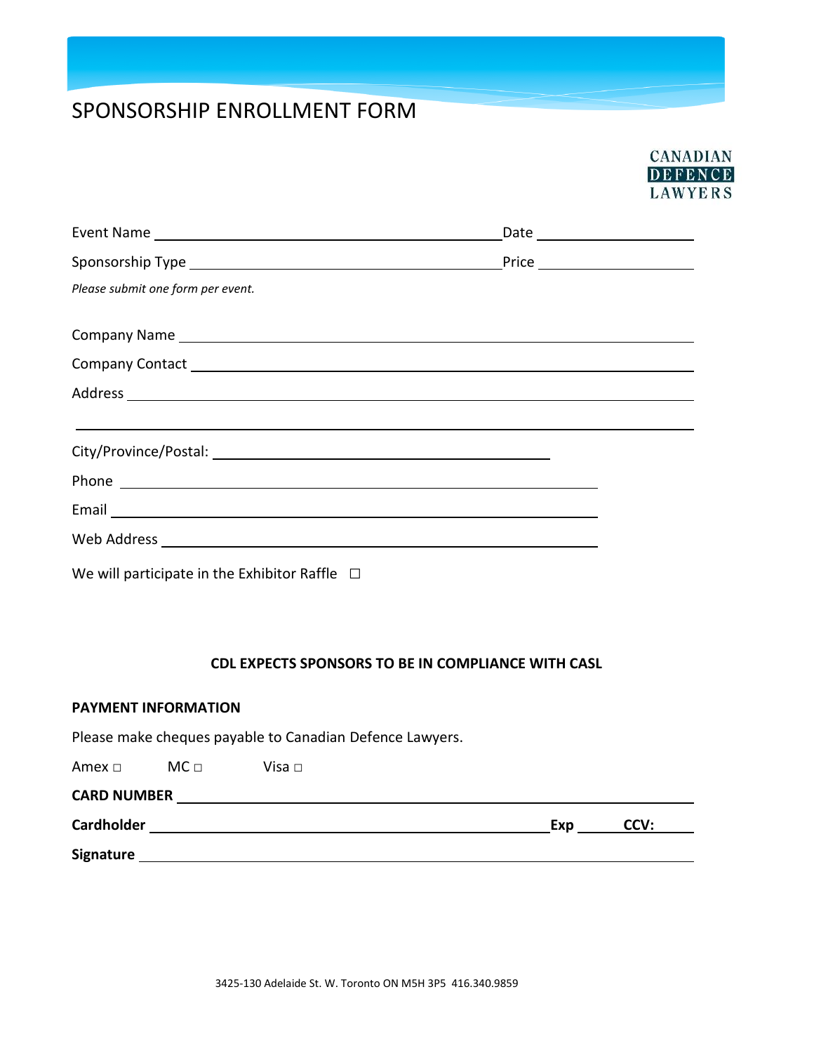# SPONSORSHIP ENROLLMENT FORM

CANADIAN DEFENCE LAWYERS

Event Name ______________________________ Date ______________

Sponsorship Type ______________________________ Price ______________

*Please submit one form per event.*

Company Name ______________________________

Company Contact ______________________________

Address ______________________________

______________________________

City/Province/Postal: ______________________________

Phone ______________________________

Email ______________________________

Web Address ______________________________

We will participate in the Exhibitor Raffle ☐

**CDL EXPECTS SPONSORS TO BE IN COMPLIANCE WITH CASL**

**PAYMENT INFORMATION**

Please make cheques payable to Canadian Defence Lawyers.

Amex ☐ MC ☐ Visa ☐

**CARD NUMBER** ______________________________

**Cardholder** ______________________________ **Exp** ________ **CCV:** ________

**Signature** ______________________________

3425-130 Adelaide St. W. Toronto ON M5H 3P5 416.340.9859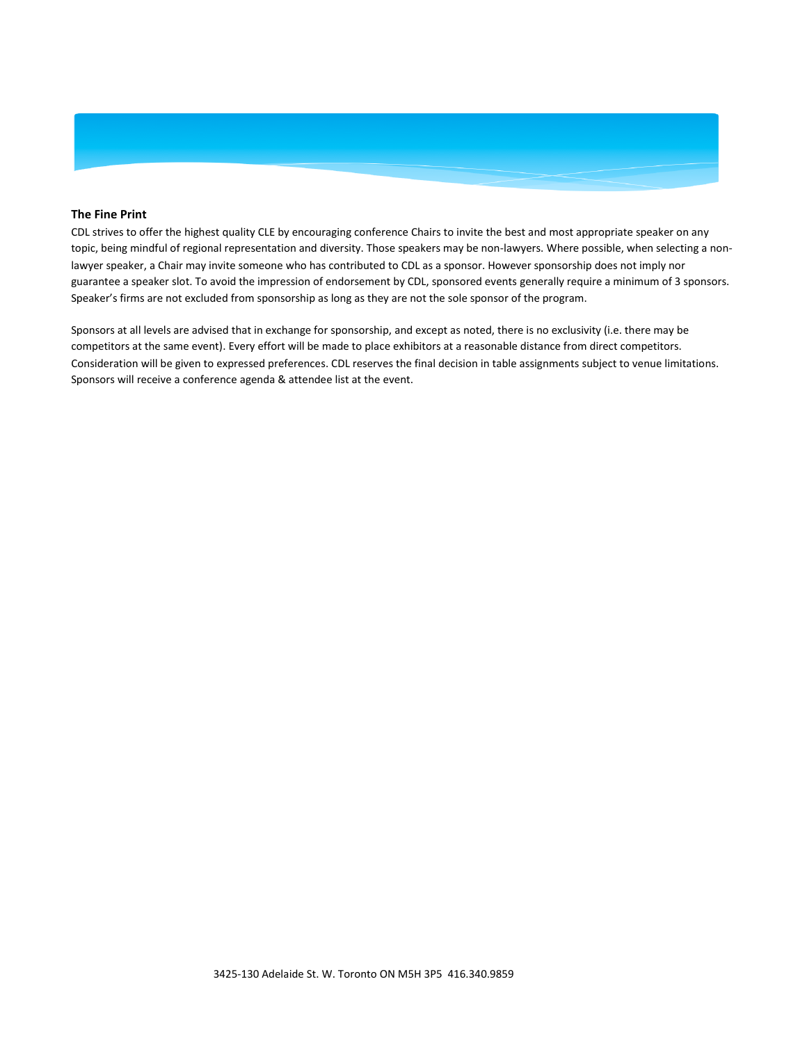**The Fine Print**

CDL strives to offer the highest quality CLE by encouraging conference Chairs to invite the best and most appropriate speaker on any topic, being mindful of regional representation and diversity. Those speakers may be non-lawyers. Where possible, when selecting a non-lawyer speaker, a Chair may invite someone who has contributed to CDL as a sponsor. However sponsorship does not imply nor guarantee a speaker slot. To avoid the impression of endorsement by CDL, sponsored events generally require a minimum of 3 sponsors. Speaker's firms are not excluded from sponsorship as long as they are not the sole sponsor of the program.

Sponsors at all levels are advised that in exchange for sponsorship, and except as noted, there is no exclusivity (i.e. there may be competitors at the same event). Every effort will be made to place exhibitors at a reasonable distance from direct competitors. Consideration will be given to expressed preferences. CDL reserves the final decision in table assignments subject to venue limitations. Sponsors will receive a conference agenda & attendee list at the event.

3425-130 Adelaide St. W. Toronto ON M5H 3P5 416.340.9859